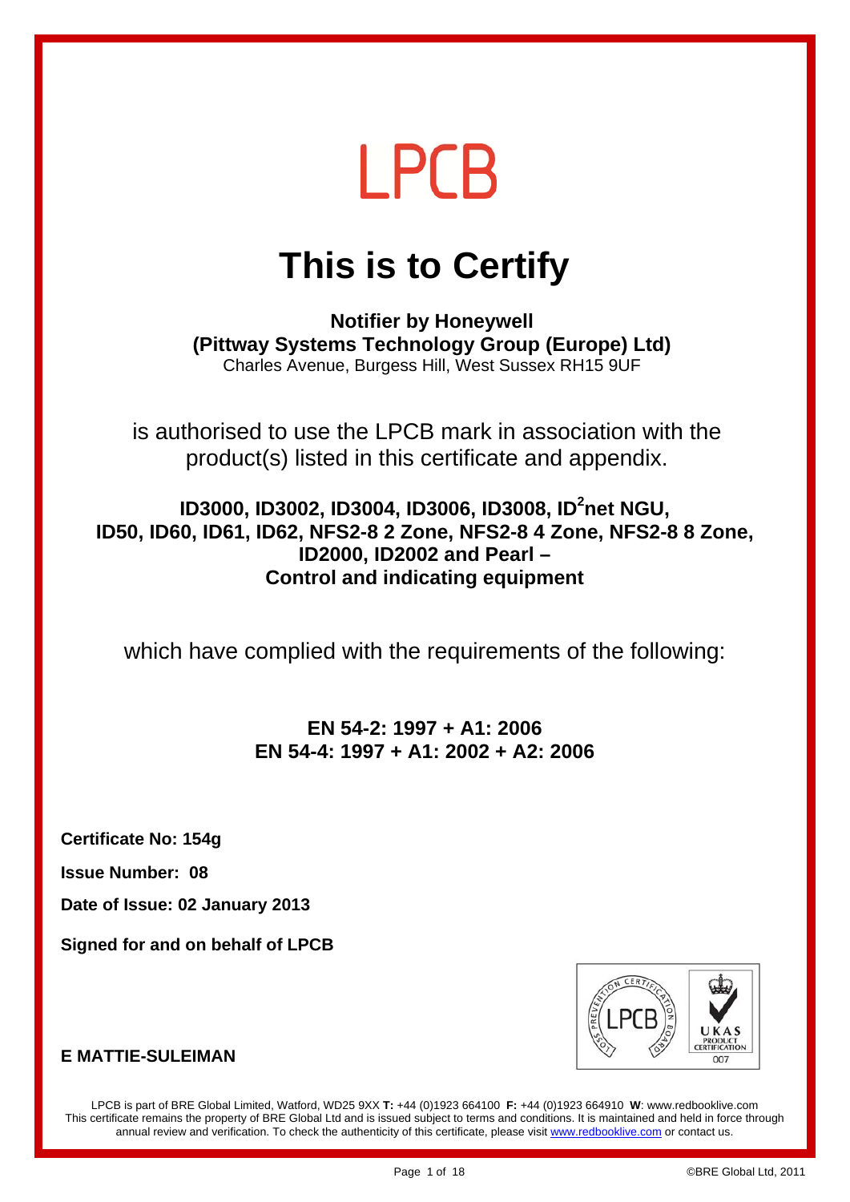# LPCB

# This is to Certify

**Notifier by Honeywell**
**(Pittway Systems Technology Group (Europe) Ltd)**
Charles Avenue, Burgess Hill, West Sussex RH15 9UF

is authorised to use the LPCB mark in association with the product(s) listed in this certificate and appendix.

**ID3000, ID3002, ID3004, ID3006, ID3008, ID$^2$net NGU, ID50, ID60, ID61, ID62, NFS2-8 2 Zone, NFS2-8 4 Zone, NFS2-8 8 Zone, ID2000, ID2002 and Pearl – Control and indicating equipment**

which have complied with the requirements of the following:

**EN 54-2: 1997 + A1: 2006**
**EN 54-4: 1997 + A1: 2002 + A2: 2006**

**Certificate No: 154g**

**Issue Number: 08**

**Date of Issue: 02 January 2013**

**Signed for and on behalf of LPCB**

**E MATTIE-SULEIMAN**

LPCB is part of BRE Global Limited, Watford, WD25 9XX **T:** +44 (0)1923 664100 **F:** +44 (0)1923 664910 **W**: www.redbooklive.com
This certificate remains the property of BRE Global Ltd and is issued subject to terms and conditions. It is maintained and held in force through annual review and verification. To check the authenticity of this certificate, please visit www.redbooklive.com or contact us.

©BRE Global Ltd, 2011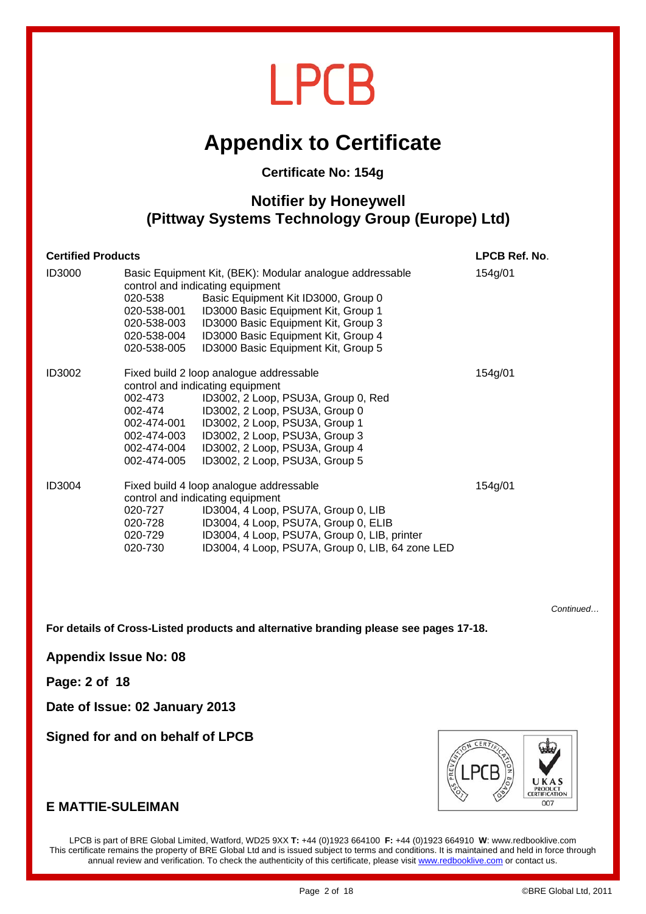# LPCB

# Appendix to Certificate

**Certificate No: 154g**

## Notifier by Honeywell
## (Pittway Systems Technology Group (Europe) Ltd)

| Certified Products | | LPCB Ref. No. |
|---|---|---|
| ID3000 | Basic Equipment Kit, (BEK): Modular analogue addressable control and indicating equipment<br>020-538 Basic Equipment Kit ID3000, Group 0<br>020-538-001 ID3000 Basic Equipment Kit, Group 1<br>020-538-003 ID3000 Basic Equipment Kit, Group 3<br>020-538-004 ID3000 Basic Equipment Kit, Group 4<br>020-538-005 ID3000 Basic Equipment Kit, Group 5 | 154g/01 |
| ID3002 | Fixed build 2 loop analogue addressable control and indicating equipment<br>002-473 ID3002, 2 Loop, PSU3A, Group 0, Red<br>002-474 ID3002, 2 Loop, PSU3A, Group 0<br>002-474-001 ID3002, 2 Loop, PSU3A, Group 1<br>002-474-003 ID3002, 2 Loop, PSU3A, Group 3<br>002-474-004 ID3002, 2 Loop, PSU3A, Group 4<br>002-474-005 ID3002, 2 Loop, PSU3A, Group 5 | 154g/01 |
| ID3004 | Fixed build 4 loop analogue addressable control and indicating equipment<br>020-727 ID3004, 4 Loop, PSU7A, Group 0, LIB<br>020-728 ID3004, 4 Loop, PSU7A, Group 0, ELIB<br>020-729 ID3004, 4 Loop, PSU7A, Group 0, LIB, printer<br>020-730 ID3004, 4 Loop, PSU7A, Group 0, LIB, 64 zone LED | 154g/01 |

*Continued…*

**For details of Cross-Listed products and alternative branding please see pages 17-18.**

**Appendix Issue No: 08**

**Page: 2 of 18**

**Date of Issue: 02 January 2013**

**Signed for and on behalf of LPCB**

**E MATTIE-SULEIMAN**

LPCB is part of BRE Global Limited, Watford, WD25 9XX **T:** +44 (0)1923 664100 **F:** +44 (0)1923 664910 **W**: www.redbooklive.com
This certificate remains the property of BRE Global Ltd and is issued subject to terms and conditions. It is maintained and held in force through annual review and verification. To check the authenticity of this certificate, please visit www.redbooklive.com or contact us.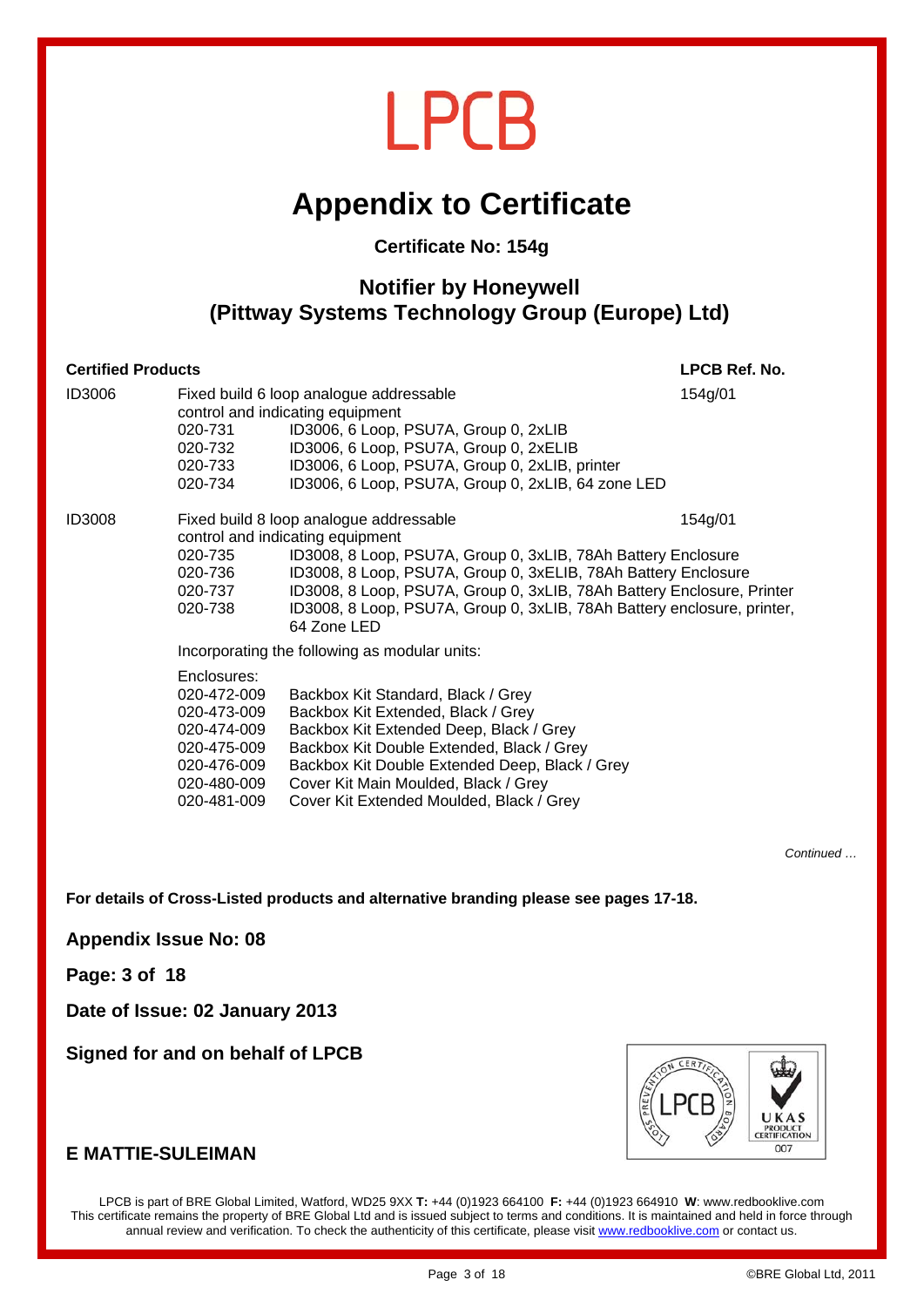LPCB

# Appendix to Certificate

**Certificate No: 154g**

## Notifier by Honeywell
## (Pittway Systems Technology Group (Europe) Ltd)

| Certified Products | | LPCB Ref. No. |
|---|---|---|
| ID3006 | Fixed build 6 loop analogue addressable control and indicating equipment | 154g/01 |
| | 020-731 ID3006, 6 Loop, PSU7A, Group 0, 2xLIB | |
| | 020-732 ID3006, 6 Loop, PSU7A, Group 0, 2xELIB | |
| | 020-733 ID3006, 6 Loop, PSU7A, Group 0, 2xLIB, printer | |
| | 020-734 ID3006, 6 Loop, PSU7A, Group 0, 2xLIB, 64 zone LED | |
| ID3008 | Fixed build 8 loop analogue addressable control and indicating equipment | 154g/01 |
| | 020-735 ID3008, 8 Loop, PSU7A, Group 0, 3xLIB, 78Ah Battery Enclosure | |
| | 020-736 ID3008, 8 Loop, PSU7A, Group 0, 3xELIB, 78Ah Battery Enclosure | |
| | 020-737 ID3008, 8 Loop, PSU7A, Group 0, 3xLIB, 78Ah Battery Enclosure, Printer | |
| | 020-738 ID3008, 8 Loop, PSU7A, Group 0, 3xLIB, 78Ah Battery enclosure, printer, 64 Zone LED | |

Incorporating the following as modular units:

Enclosures:

| | |
|---|---|
| 020-472-009 | Backbox Kit Standard, Black / Grey |
| 020-473-009 | Backbox Kit Extended, Black / Grey |
| 020-474-009 | Backbox Kit Extended Deep, Black / Grey |
| 020-475-009 | Backbox Kit Double Extended, Black / Grey |
| 020-476-009 | Backbox Kit Double Extended Deep, Black / Grey |
| 020-480-009 | Cover Kit Main Moulded, Black / Grey |
| 020-481-009 | Cover Kit Extended Moulded, Black / Grey |

*Continued …*

**For details of Cross-Listed products and alternative branding please see pages 17-18.**

**Appendix Issue No: 08**

**Page: 3 of 18**

**Date of Issue: 02 January 2013**

**Signed for and on behalf of LPCB**

**E MATTIE-SULEIMAN**

LPCB is part of BRE Global Limited, Watford, WD25 9XX **T:** +44 (0)1923 664100 **F:** +44 (0)1923 664910 **W**: www.redbooklive.com
This certificate remains the property of BRE Global Ltd and is issued subject to terms and conditions. It is maintained and held in force through annual review and verification. To check the authenticity of this certificate, please visit www.redbooklive.com or contact us.

©BRE Global Ltd, 2011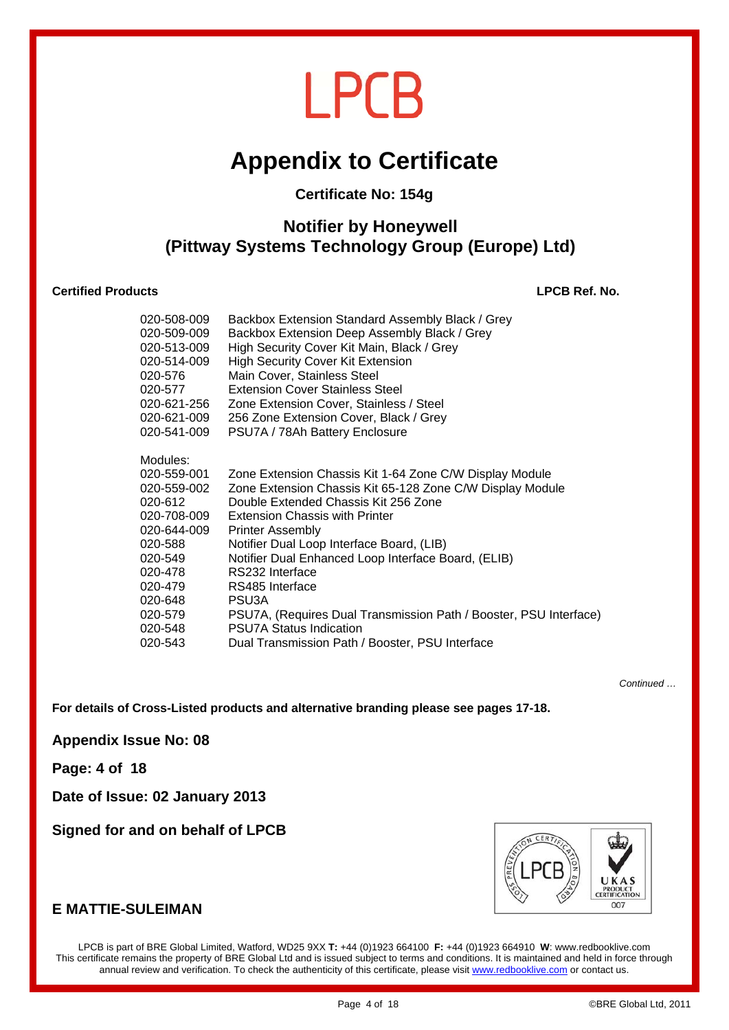# LPCB

## Appendix to Certificate

**Certificate No: 154g**

### Notifier by Honeywell
### (Pittway Systems Technology Group (Europe) Ltd)

| **Certified Products** | | **LPCB Ref. No.** |
|---|---|---|
| 020-508-009 | Backbox Extension Standard Assembly Black / Grey | |
| 020-509-009 | Backbox Extension Deep Assembly Black / Grey | |
| 020-513-009 | High Security Cover Kit Main, Black / Grey | |
| 020-514-009 | High Security Cover Kit Extension | |
| 020-576 | Main Cover, Stainless Steel | |
| 020-577 | Extension Cover Stainless Steel | |
| 020-621-256 | Zone Extension Cover, Stainless / Steel | |
| 020-621-009 | 256 Zone Extension Cover, Black / Grey | |
| 020-541-009 | PSU7A / 78Ah Battery Enclosure | |
| Modules: | | |
| 020-559-001 | Zone Extension Chassis Kit 1-64 Zone C/W Display Module | |
| 020-559-002 | Zone Extension Chassis Kit 65-128 Zone C/W Display Module | |
| 020-612 | Double Extended Chassis Kit 256 Zone | |
| 020-708-009 | Extension Chassis with Printer | |
| 020-644-009 | Printer Assembly | |
| 020-588 | Notifier Dual Loop Interface Board, (LIB) | |
| 020-549 | Notifier Dual Enhanced Loop Interface Board, (ELIB) | |
| 020-478 | RS232 Interface | |
| 020-479 | RS485 Interface | |
| 020-648 | PSU3A | |
| 020-579 | PSU7A, (Requires Dual Transmission Path / Booster, PSU Interface) | |
| 020-548 | PSU7A Status Indication | |
| 020-543 | Dual Transmission Path / Booster, PSU Interface | |

*Continued …*

**For details of Cross-Listed products and alternative branding please see pages 17-18.**

**Appendix Issue No: 08**

**Page: 4 of 18**

**Date of Issue: 02 January 2013**

**Signed for and on behalf of LPCB**

**E MATTIE-SULEIMAN**

LPCB is part of BRE Global Limited, Watford, WD25 9XX **T:** +44 (0)1923 664100 **F:** +44 (0)1923 664910 **W**: www.redbooklive.com
This certificate remains the property of BRE Global Ltd and is issued subject to terms and conditions. It is maintained and held in force through annual review and verification. To check the authenticity of this certificate, please visit www.redbooklive.com or contact us.

©BRE Global Ltd, 2011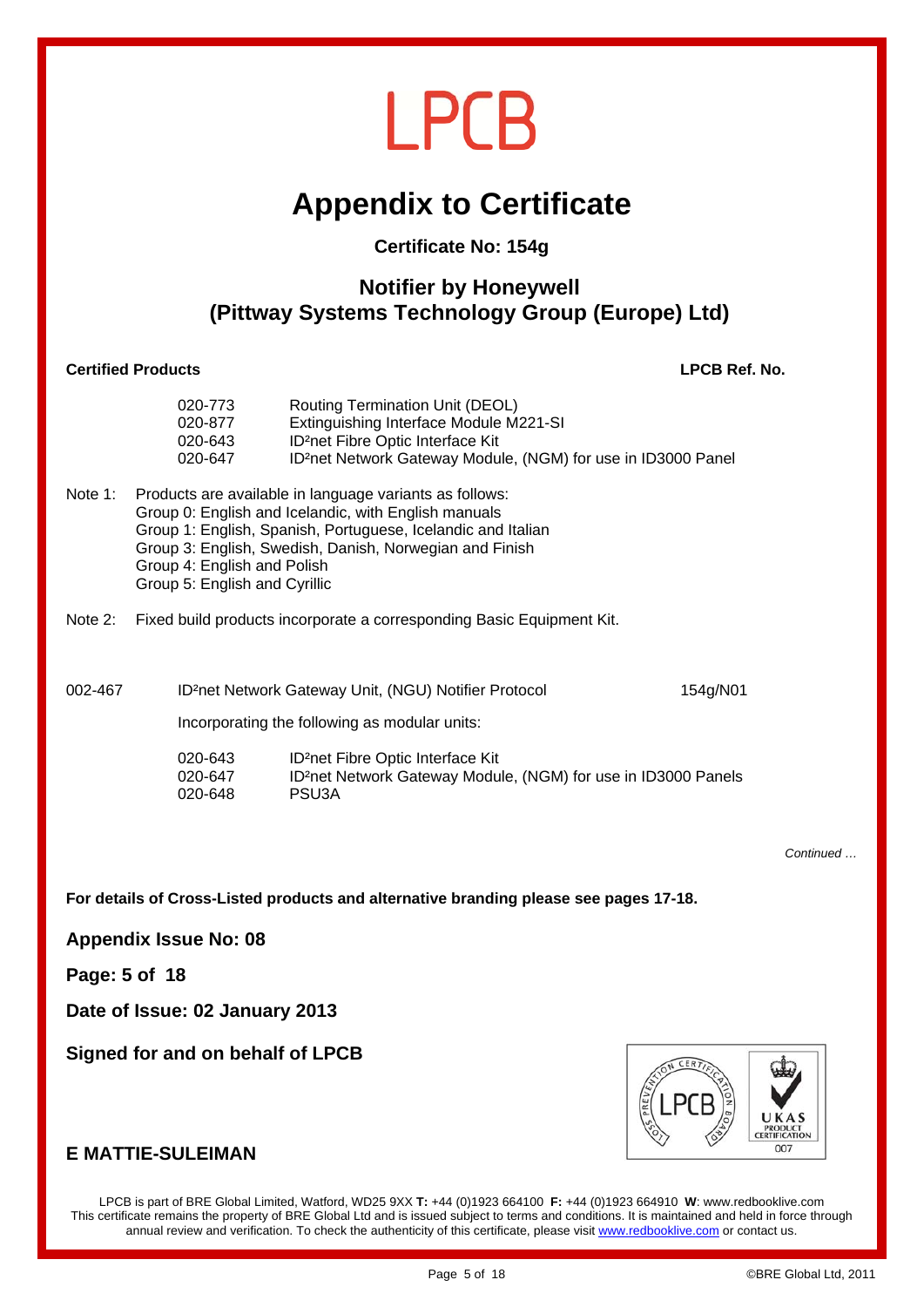# LPCB

# Appendix to Certificate

**Certificate No: 154g**

## Notifier by Honeywell
## (Pittway Systems Technology Group (Europe) Ltd)

**Certified Products** **LPCB Ref. No.**

| | | |
|---|---|---|
| 020-773 | Routing Termination Unit (DEOL) | |
| 020-877 | Extinguishing Interface Module M221-SI | |
| 020-643 | ID²net Fibre Optic Interface Kit | |
| 020-647 | ID²net Network Gateway Module, (NGM) for use in ID3000 Panel | |

Note 1: Products are available in language variants as follows:
Group 0: English and Icelandic, with English manuals
Group 1: English, Spanish, Portuguese, Icelandic and Italian
Group 3: English, Swedish, Danish, Norwegian and Finish
Group 4: English and Polish
Group 5: English and Cyrillic

Note 2: Fixed build products incorporate a corresponding Basic Equipment Kit.

002-467 ID²net Network Gateway Unit, (NGU) Notifier Protocol 154g/N01

Incorporating the following as modular units:

| | |
|---|---|
| 020-643 | ID²net Fibre Optic Interface Kit |
| 020-647 | ID²net Network Gateway Module, (NGM) for use in ID3000 Panels |
| 020-648 | PSU3A |

*Continued …*

**For details of Cross-Listed products and alternative branding please see pages 17-18.**

**Appendix Issue No: 08**

**Page: 5 of 18**

**Date of Issue: 02 January 2013**

**Signed for and on behalf of LPCB**

**E MATTIE-SULEIMAN**

LPCB is part of BRE Global Limited, Watford, WD25 9XX **T:** +44 (0)1923 664100 **F:** +44 (0)1923 664910 **W**: www.redbooklive.com
This certificate remains the property of BRE Global Ltd and is issued subject to terms and conditions. It is maintained and held in force through annual review and verification. To check the authenticity of this certificate, please visit www.redbooklive.com or contact us.

©BRE Global Ltd, 2011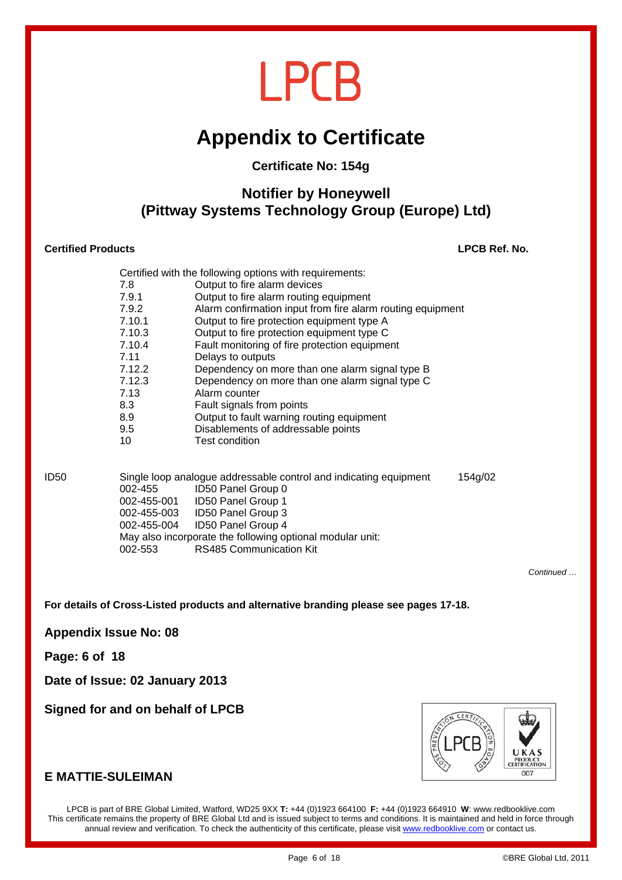# LPCB

# Appendix to Certificate

**Certificate No: 154g**

## Notifier by Honeywell (Pittway Systems Technology Group (Europe) Ltd)

| Certified Products | | | LPCB Ref. No. |
|---|---|---|---|
| | Certified with the following options with requirements: | | |
| | 7.8 | Output to fire alarm devices | |
| | 7.9.1 | Output to fire alarm routing equipment | |
| | 7.9.2 | Alarm confirmation input from fire alarm routing equipment | |
| | 7.10.1 | Output to fire protection equipment type A | |
| | 7.10.3 | Output to fire protection equipment type C | |
| | 7.10.4 | Fault monitoring of fire protection equipment | |
| | 7.11 | Delays to outputs | |
| | 7.12.2 | Dependency on more than one alarm signal type B | |
| | 7.12.3 | Dependency on more than one alarm signal type C | |
| | 7.13 | Alarm counter | |
| | 8.3 | Fault signals from points | |
| | 8.9 | Output to fault warning routing equipment | |
| | 9.5 | Disablements of addressable points | |
| | 10 | Test condition | |
| ID50 | Single loop analogue addressable control and indicating equipment | | 154g/02 |
| | 002-455 | ID50 Panel Group 0 | |
| | 002-455-001 | ID50 Panel Group 1 | |
| | 002-455-003 | ID50 Panel Group 3 | |
| | 002-455-004 | ID50 Panel Group 4 | |
| | May also incorporate the following optional modular unit: | | |
| | 002-553 | RS485 Communication Kit | |

*Continued …*

**For details of Cross-Listed products and alternative branding please see pages 17-18.**

**Appendix Issue No: 08**

**Page: 6 of 18**

**Date of Issue: 02 January 2013**

**Signed for and on behalf of LPCB**

**E MATTIE-SULEIMAN**

LPCB is part of BRE Global Limited, Watford, WD25 9XX **T:** +44 (0)1923 664100 **F:** +44 (0)1923 664910 **W**: www.redbooklive.com
This certificate remains the property of BRE Global Ltd and is issued subject to terms and conditions. It is maintained and held in force through annual review and verification. To check the authenticity of this certificate, please visit www.redbooklive.com or contact us.

©BRE Global Ltd, 2011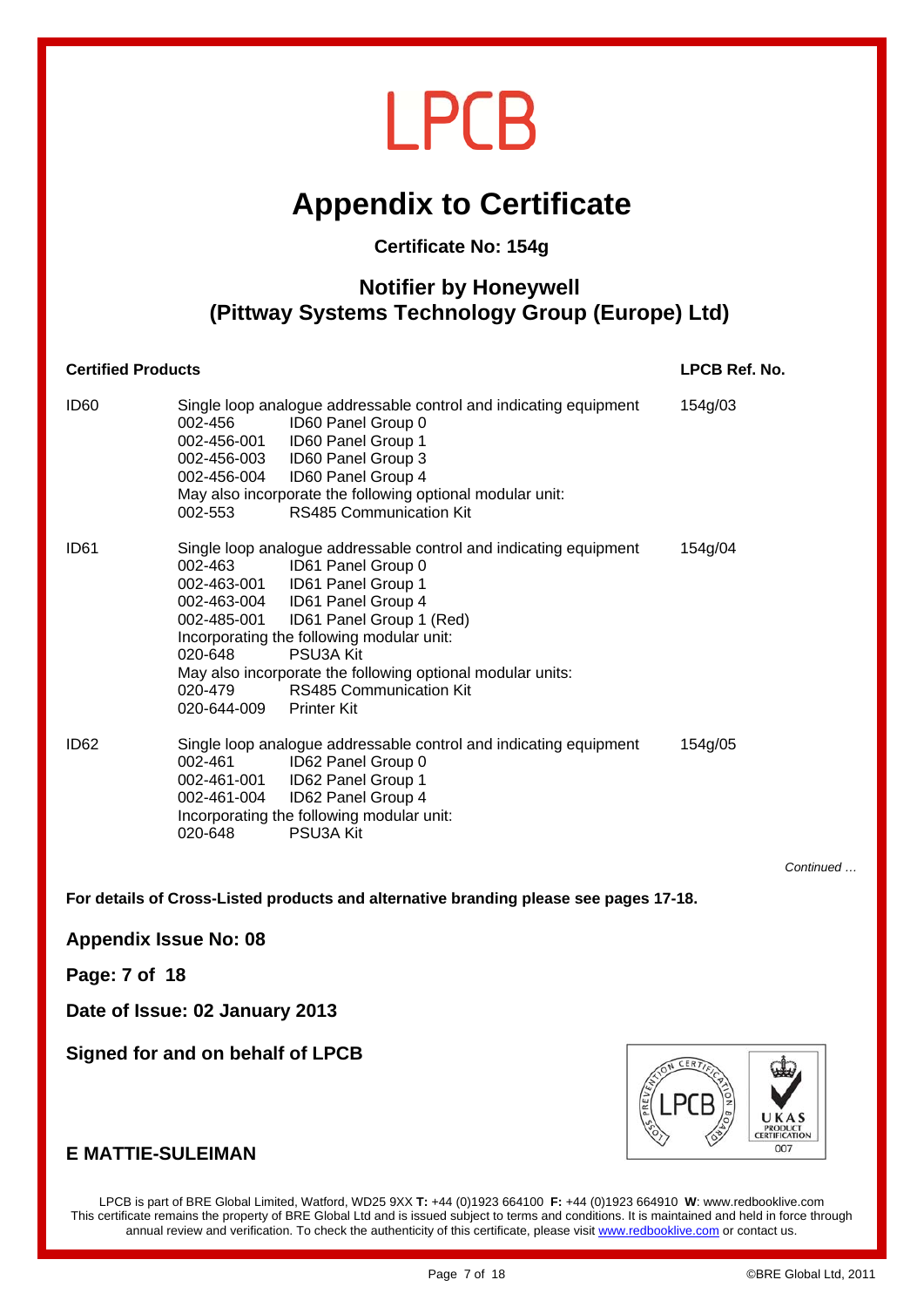# LPCB

# Appendix to Certificate

**Certificate No: 154g**

## Notifier by Honeywell
## (Pittway Systems Technology Group (Europe) Ltd)

| Certified Products | | LPCB Ref. No. |
|---|---|---|
| ID60 | Single loop analogue addressable control and indicating equipment<br>002-456 ID60 Panel Group 0<br>002-456-001 ID60 Panel Group 1<br>002-456-003 ID60 Panel Group 3<br>002-456-004 ID60 Panel Group 4<br>May also incorporate the following optional modular unit:<br>002-553 RS485 Communication Kit | 154g/03 |
| ID61 | Single loop analogue addressable control and indicating equipment<br>002-463 ID61 Panel Group 0<br>002-463-001 ID61 Panel Group 1<br>002-463-004 ID61 Panel Group 4<br>002-485-001 ID61 Panel Group 1 (Red)<br>Incorporating the following modular unit:<br>020-648 PSU3A Kit<br>May also incorporate the following optional modular units:<br>020-479 RS485 Communication Kit<br>020-644-009 Printer Kit | 154g/04 |
| ID62 | Single loop analogue addressable control and indicating equipment<br>002-461 ID62 Panel Group 0<br>002-461-001 ID62 Panel Group 1<br>002-461-004 ID62 Panel Group 4<br>Incorporating the following modular unit:<br>020-648 PSU3A Kit | 154g/05 |

*Continued …*

**For details of Cross-Listed products and alternative branding please see pages 17-18.**

**Appendix Issue No: 08**

**Page: 7 of 18**

**Date of Issue: 02 January 2013**

**Signed for and on behalf of LPCB**

**E MATTIE-SULEIMAN**

LPCB is part of BRE Global Limited, Watford, WD25 9XX **T:** +44 (0)1923 664100 **F:** +44 (0)1923 664910 **W**: www.redbooklive.com
This certificate remains the property of BRE Global Ltd and is issued subject to terms and conditions. It is maintained and held in force through annual review and verification. To check the authenticity of this certificate, please visit www.redbooklive.com or contact us.

©BRE Global Ltd, 2011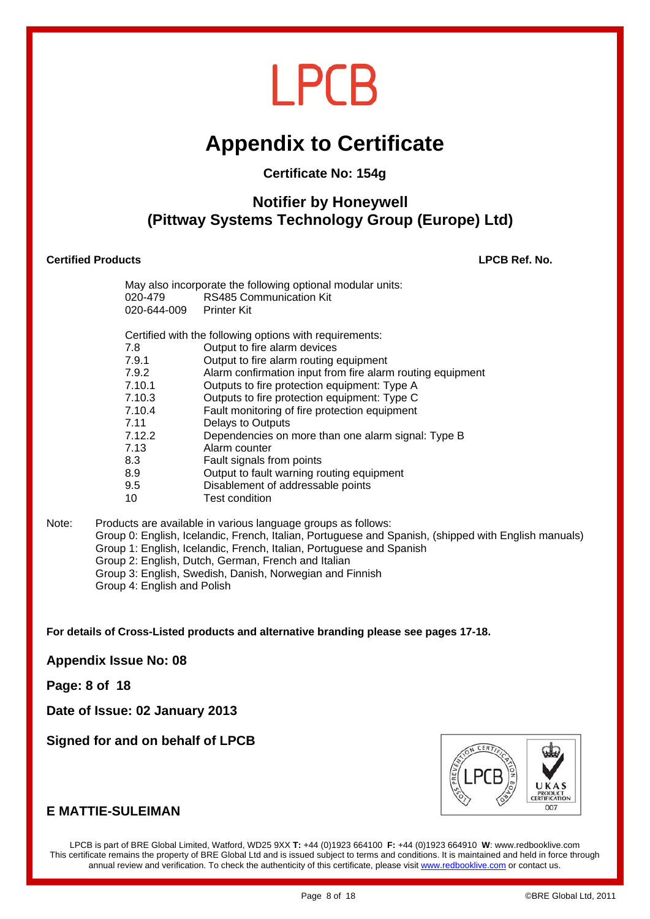# LPCB

## Appendix to Certificate

**Certificate No: 154g**

### Notifier by Honeywell
### (Pittway Systems Technology Group (Europe) Ltd)

**Certified Products** **LPCB Ref. No.**

May also incorporate the following optional modular units:

| | |
|---|---|
| 020-479 | RS485 Communication Kit |
| 020-644-009 | Printer Kit |

Certified with the following options with requirements:

| | |
|---|---|
| 7.8 | Output to fire alarm devices |
| 7.9.1 | Output to fire alarm routing equipment |
| 7.9.2 | Alarm confirmation input from fire alarm routing equipment |
| 7.10.1 | Outputs to fire protection equipment: Type A |
| 7.10.3 | Outputs to fire protection equipment: Type C |
| 7.10.4 | Fault monitoring of fire protection equipment |
| 7.11 | Delays to Outputs |
| 7.12.2 | Dependencies on more than one alarm signal: Type B |
| 7.13 | Alarm counter |
| 8.3 | Fault signals from points |
| 8.9 | Output to fault warning routing equipment |
| 9.5 | Disablement of addressable points |
| 10 | Test condition |

Note: Products are available in various language groups as follows:
Group 0: English, Icelandic, French, Italian, Portuguese and Spanish, (shipped with English manuals)
Group 1: English, Icelandic, French, Italian, Portuguese and Spanish
Group 2: English, Dutch, German, French and Italian
Group 3: English, Swedish, Danish, Norwegian and Finnish
Group 4: English and Polish

**For details of Cross-Listed products and alternative branding please see pages 17-18.**

**Appendix Issue No: 08**

**Page: 8 of 18**

**Date of Issue: 02 January 2013**

**Signed for and on behalf of LPCB**

**E MATTIE-SULEIMAN**

LPCB is part of BRE Global Limited, Watford, WD25 9XX **T:** +44 (0)1923 664100 **F:** +44 (0)1923 664910 **W**: www.redbooklive.com
This certificate remains the property of BRE Global Ltd and is issued subject to terms and conditions. It is maintained and held in force through annual review and verification. To check the authenticity of this certificate, please visit www.redbooklive.com or contact us.

©BRE Global Ltd, 2011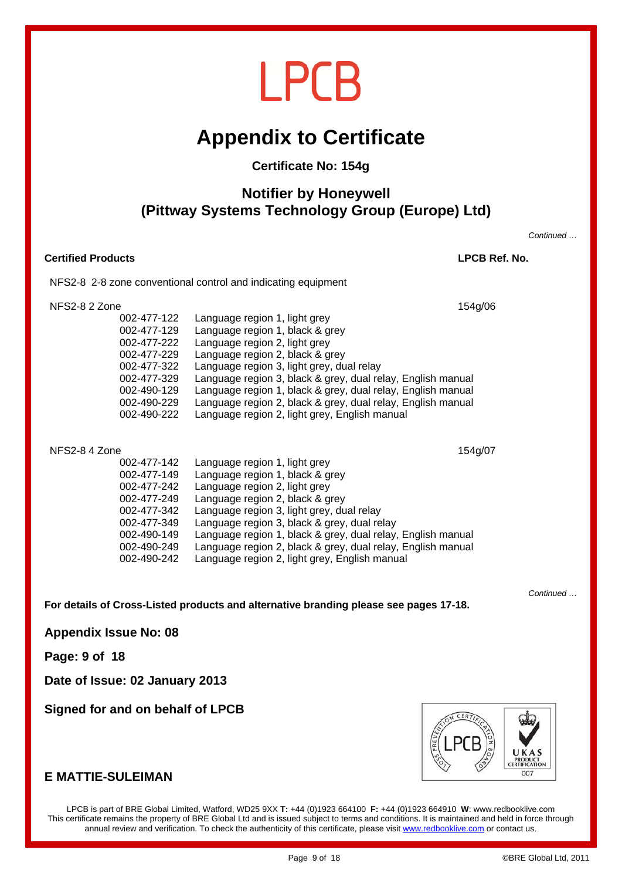# LPCB

# Appendix to Certificate

**Certificate No: 154g**

## Notifier by Honeywell
## (Pittway Systems Technology Group (Europe) Ltd)

*Continued …*

| **Certified Products** | | **LPCB Ref. No.** |
|---|---|---|
| NFS2-8 2-8 zone conventional control and indicating equipment | | |
| NFS2-8 2 Zone | | 154g/06 |
| 002-477-122 | Language region 1, light grey | |
| 002-477-129 | Language region 1, black & grey | |
| 002-477-222 | Language region 2, light grey | |
| 002-477-229 | Language region 2, black & grey | |
| 002-477-322 | Language region 3, light grey, dual relay | |
| 002-477-329 | Language region 3, black & grey, dual relay, English manual | |
| 002-490-129 | Language region 1, black & grey, dual relay, English manual | |
| 002-490-229 | Language region 2, black & grey, dual relay, English manual | |
| 002-490-222 | Language region 2, light grey, English manual | |
| NFS2-8 4 Zone | | 154g/07 |
| 002-477-142 | Language region 1, light grey | |
| 002-477-149 | Language region 1, black & grey | |
| 002-477-242 | Language region 2, light grey | |
| 002-477-249 | Language region 2, black & grey | |
| 002-477-342 | Language region 3, light grey, dual relay | |
| 002-477-349 | Language region 3, black & grey, dual relay | |
| 002-490-149 | Language region 1, black & grey, dual relay, English manual | |
| 002-490-249 | Language region 2, black & grey, dual relay, English manual | |
| 002-490-242 | Language region 2, light grey, English manual | |

*Continued …*

**For details of Cross-Listed products and alternative branding please see pages 17-18.**

**Appendix Issue No: 08**

**Page: 9 of 18**

**Date of Issue: 02 January 2013**

**Signed for and on behalf of LPCB**

**E MATTIE-SULEIMAN**

LPCB is part of BRE Global Limited, Watford, WD25 9XX **T:** +44 (0)1923 664100 **F:** +44 (0)1923 664910 **W**: www.redbooklive.com
This certificate remains the property of BRE Global Ltd and is issued subject to terms and conditions. It is maintained and held in force through annual review and verification. To check the authenticity of this certificate, please visit www.redbooklive.com or contact us.

©BRE Global Ltd, 2011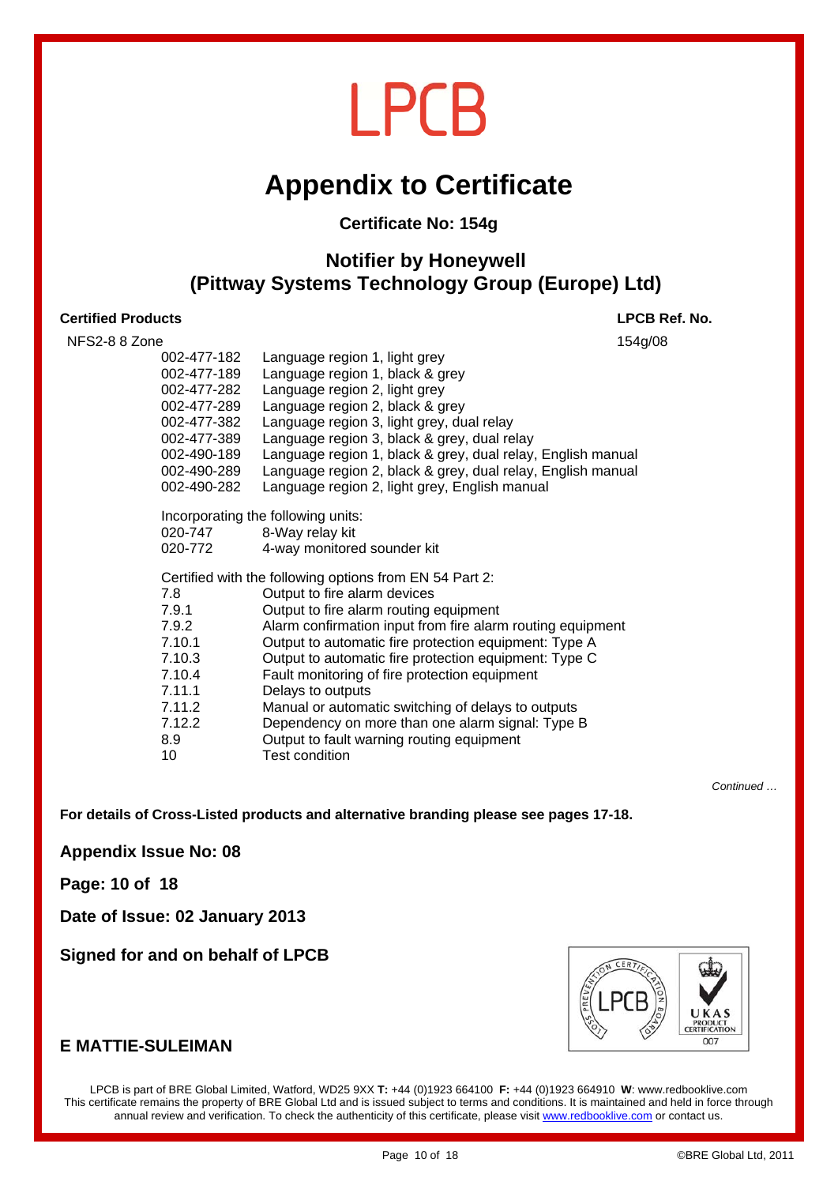# LPCB

# Appendix to Certificate

**Certificate No: 154g**

## Notifier by Honeywell
## (Pittway Systems Technology Group (Europe) Ltd)

| **Certified Products** | | **LPCB Ref. No.** |
|---|---|---|
| NFS2-8 8 Zone | | 154g/08 |
| 002-477-182 | Language region 1, light grey | |
| 002-477-189 | Language region 1, black & grey | |
| 002-477-282 | Language region 2, light grey | |
| 002-477-289 | Language region 2, black & grey | |
| 002-477-382 | Language region 3, light grey, dual relay | |
| 002-477-389 | Language region 3, black & grey, dual relay | |
| 002-490-189 | Language region 1, black & grey, dual relay, English manual | |
| 002-490-289 | Language region 2, black & grey, dual relay, English manual | |
| 002-490-282 | Language region 2, light grey, English manual | |

Incorporating the following units:

| | |
|---|---|
| 020-747 | 8-Way relay kit |
| 020-772 | 4-way monitored sounder kit |

Certified with the following options from EN 54 Part 2:

| | |
|---|---|
| 7.8 | Output to fire alarm devices |
| 7.9.1 | Output to fire alarm routing equipment |
| 7.9.2 | Alarm confirmation input from fire alarm routing equipment |
| 7.10.1 | Output to automatic fire protection equipment: Type A |
| 7.10.3 | Output to automatic fire protection equipment: Type C |
| 7.10.4 | Fault monitoring of fire protection equipment |
| 7.11.1 | Delays to outputs |
| 7.11.2 | Manual or automatic switching of delays to outputs |
| 7.12.2 | Dependency on more than one alarm signal: Type B |
| 8.9 | Output to fault warning routing equipment |
| 10 | Test condition |

*Continued …*

**For details of Cross-Listed products and alternative branding please see pages 17-18.**

**Appendix Issue No: 08**

**Page: 10 of 18**

**Date of Issue: 02 January 2013**

**Signed for and on behalf of LPCB**

**E MATTIE-SULEIMAN**

LPCB is part of BRE Global Limited, Watford, WD25 9XX **T:** +44 (0)1923 664100 **F:** +44 (0)1923 664910 **W**: www.redbooklive.com
This certificate remains the property of BRE Global Ltd and is issued subject to terms and conditions. It is maintained and held in force through annual review and verification. To check the authenticity of this certificate, please visit www.redbooklive.com or contact us.

©BRE Global Ltd, 2011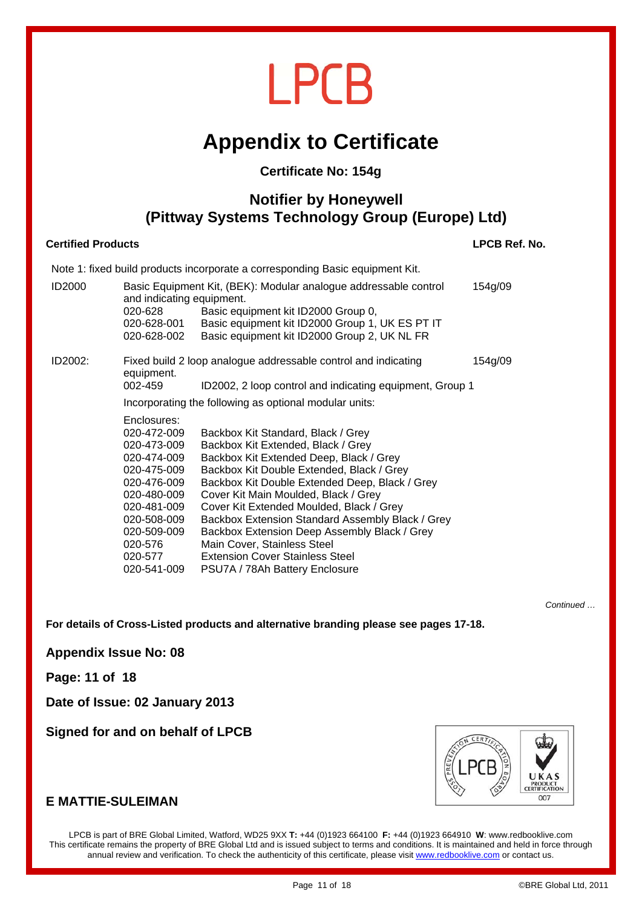# LPCB

# Appendix to Certificate

**Certificate No: 154g**

## Notifier by Honeywell
## (Pittway Systems Technology Group (Europe) Ltd)

| Certified Products | | | LPCB Ref. No. |
|---|---|---|---|
| Note 1: fixed build products incorporate a corresponding Basic equipment Kit. | | | |
| ID2000 | Basic Equipment Kit, (BEK): Modular analogue addressable control and indicating equipment. | | 154g/09 |
| | 020-628 | Basic equipment kit ID2000 Group 0, | |
| | 020-628-001 | Basic equipment kit ID2000 Group 1, UK ES PT IT | |
| | 020-628-002 | Basic equipment kit ID2000 Group 2, UK NL FR | |
| ID2002: | Fixed build 2 loop analogue addressable control and indicating equipment. | | 154g/09 |
| | 002-459 | ID2002, 2 loop control and indicating equipment, Group 1 | |
| | Incorporating the following as optional modular units: | | |
| | Enclosures: | | |
| | 020-472-009 | Backbox Kit Standard, Black / Grey | |
| | 020-473-009 | Backbox Kit Extended, Black / Grey | |
| | 020-474-009 | Backbox Kit Extended Deep, Black / Grey | |
| | 020-475-009 | Backbox Kit Double Extended, Black / Grey | |
| | 020-476-009 | Backbox Kit Double Extended Deep, Black / Grey | |
| | 020-480-009 | Cover Kit Main Moulded, Black / Grey | |
| | 020-481-009 | Cover Kit Extended Moulded, Black / Grey | |
| | 020-508-009 | Backbox Extension Standard Assembly Black / Grey | |
| | 020-509-009 | Backbox Extension Deep Assembly Black / Grey | |
| | 020-576 | Main Cover, Stainless Steel | |
| | 020-577 | Extension Cover Stainless Steel | |
| | 020-541-009 | PSU7A / 78Ah Battery Enclosure | |

*Continued …*

**For details of Cross-Listed products and alternative branding please see pages 17-18.**

**Appendix Issue No: 08**

**Page: 11 of 18**

**Date of Issue: 02 January 2013**

**Signed for and on behalf of LPCB**

**E MATTIE-SULEIMAN**

LPCB is part of BRE Global Limited, Watford, WD25 9XX **T:** +44 (0)1923 664100 **F:** +44 (0)1923 664910 **W**: www.redbooklive.com
This certificate remains the property of BRE Global Ltd and is issued subject to terms and conditions. It is maintained and held in force through annual review and verification. To check the authenticity of this certificate, please visit www.redbooklive.com or contact us.

©BRE Global Ltd, 2011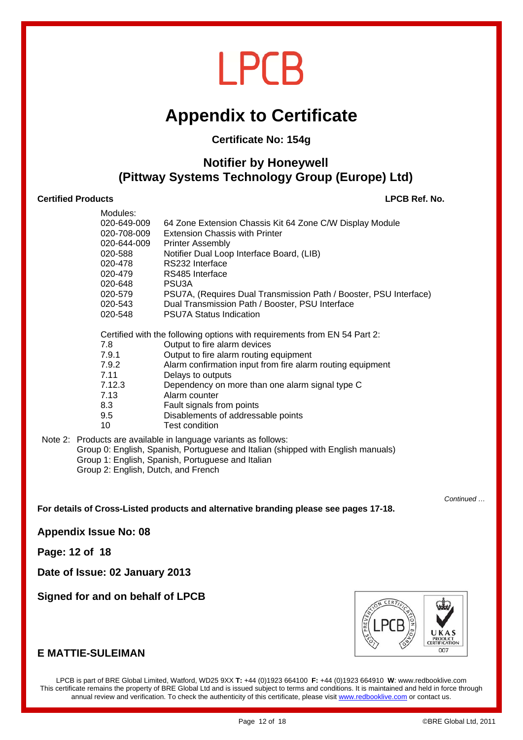# LPCB

# Appendix to Certificate

**Certificate No: 154g**

## Notifier by Honeywell
## (Pittway Systems Technology Group (Europe) Ltd)

**Certified Products** **LPCB Ref. No.**

Modules:

| | |
|---|---|
| 020-649-009 | 64 Zone Extension Chassis Kit 64 Zone C/W Display Module |
| 020-708-009 | Extension Chassis with Printer |
| 020-644-009 | Printer Assembly |
| 020-588 | Notifier Dual Loop Interface Board, (LIB) |
| 020-478 | RS232 Interface |
| 020-479 | RS485 Interface |
| 020-648 | PSU3A |
| 020-579 | PSU7A, (Requires Dual Transmission Path / Booster, PSU Interface) |
| 020-543 | Dual Transmission Path / Booster, PSU Interface |
| 020-548 | PSU7A Status Indication |

Certified with the following options with requirements from EN 54 Part 2:

| | |
|---|---|
| 7.8 | Output to fire alarm devices |
| 7.9.1 | Output to fire alarm routing equipment |
| 7.9.2 | Alarm confirmation input from fire alarm routing equipment |
| 7.11 | Delays to outputs |
| 7.12.3 | Dependency on more than one alarm signal type C |
| 7.13 | Alarm counter |
| 8.3 | Fault signals from points |
| 9.5 | Disablements of addressable points |
| 10 | Test condition |

Note 2: Products are available in language variants as follows:
Group 0: English, Spanish, Portuguese and Italian (shipped with English manuals)
Group 1: English, Spanish, Portuguese and Italian
Group 2: English, Dutch, and French

*Continued …*

**For details of Cross-Listed products and alternative branding please see pages 17-18.**

**Appendix Issue No: 08**

**Page: 12 of 18**

**Date of Issue: 02 January 2013**

**Signed for and on behalf of LPCB**

**E MATTIE-SULEIMAN**

LPCB is part of BRE Global Limited, Watford, WD25 9XX **T:** +44 (0)1923 664100 **F:** +44 (0)1923 664910 **W**: www.redbooklive.com
This certificate remains the property of BRE Global Ltd and is issued subject to terms and conditions. It is maintained and held in force through annual review and verification. To check the authenticity of this certificate, please visit www.redbooklive.com or contact us.

©BRE Global Ltd, 2011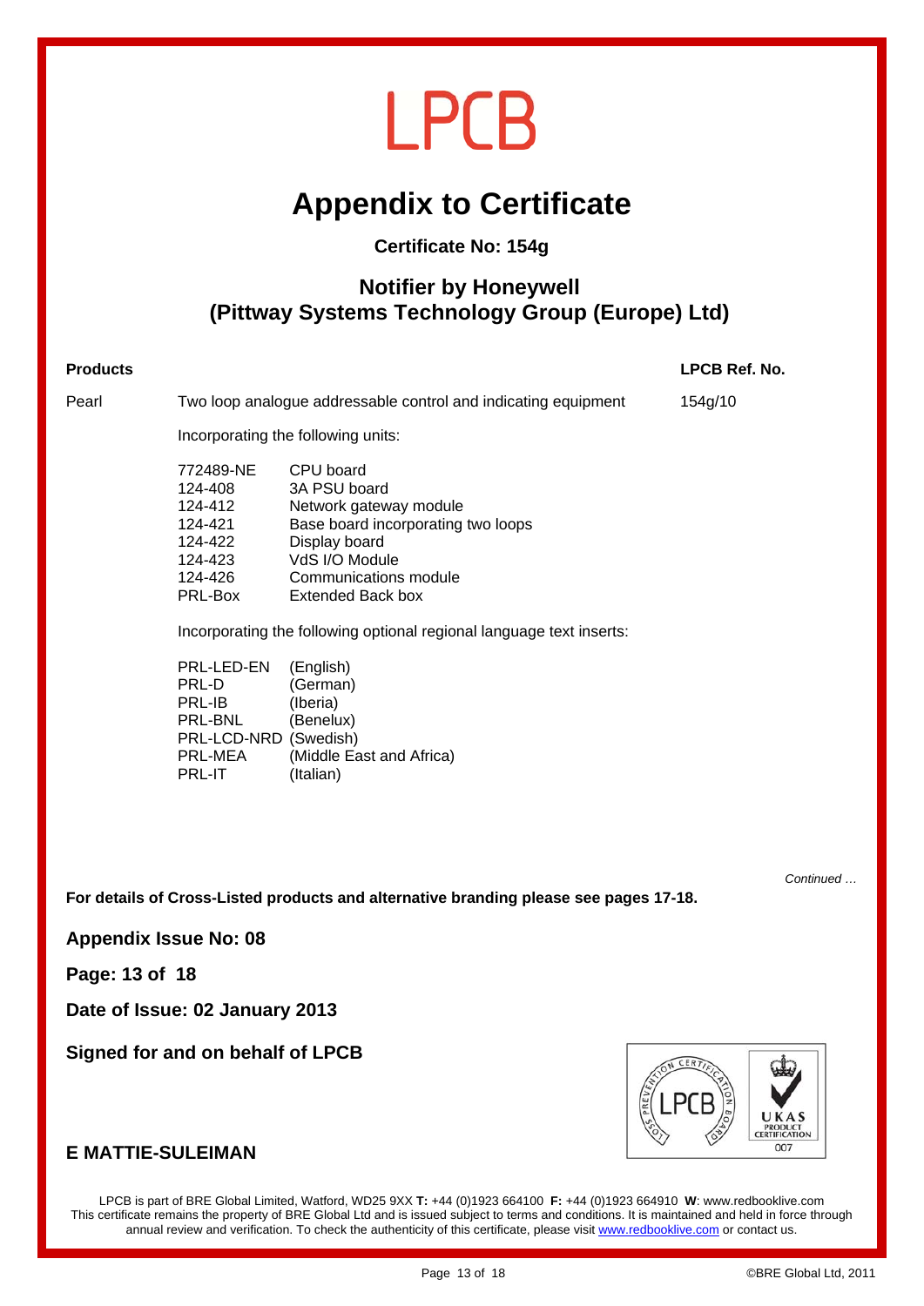# LPCB

# Appendix to Certificate

**Certificate No: 154g**

## Notifier by Honeywell
## (Pittway Systems Technology Group (Europe) Ltd)

| **Products** | | **LPCB Ref. No.** |
|---|---|---|
| Pearl | Two loop analogue addressable control and indicating equipment | 154g/10 |

Incorporating the following units:

| | |
|---|---|
| 772489-NE | CPU board |
| 124-408 | 3A PSU board |
| 124-412 | Network gateway module |
| 124-421 | Base board incorporating two loops |
| 124-422 | Display board |
| 124-423 | VdS I/O Module |
| 124-426 | Communications module |
| PRL-Box | Extended Back box |

Incorporating the following optional regional language text inserts:

| | |
|---|---|
| PRL-LED-EN | (English) |
| PRL-D | (German) |
| PRL-IB | (Iberia) |
| PRL-BNL | (Benelux) |
| PRL-LCD-NRD | (Swedish) |
| PRL-MEA | (Middle East and Africa) |
| PRL-IT | (Italian) |

*Continued …*

**For details of Cross-Listed products and alternative branding please see pages 17-18.**

**Appendix Issue No: 08**

**Page: 13 of 18**

**Date of Issue: 02 January 2013**

**Signed for and on behalf of LPCB**

**E MATTIE-SULEIMAN**

LPCB is part of BRE Global Limited, Watford, WD25 9XX **T:** +44 (0)1923 664100 **F:** +44 (0)1923 664910 **W**: www.redbooklive.com
This certificate remains the property of BRE Global Ltd and is issued subject to terms and conditions. It is maintained and held in force through annual review and verification. To check the authenticity of this certificate, please visit www.redbooklive.com or contact us.

©BRE Global Ltd, 2011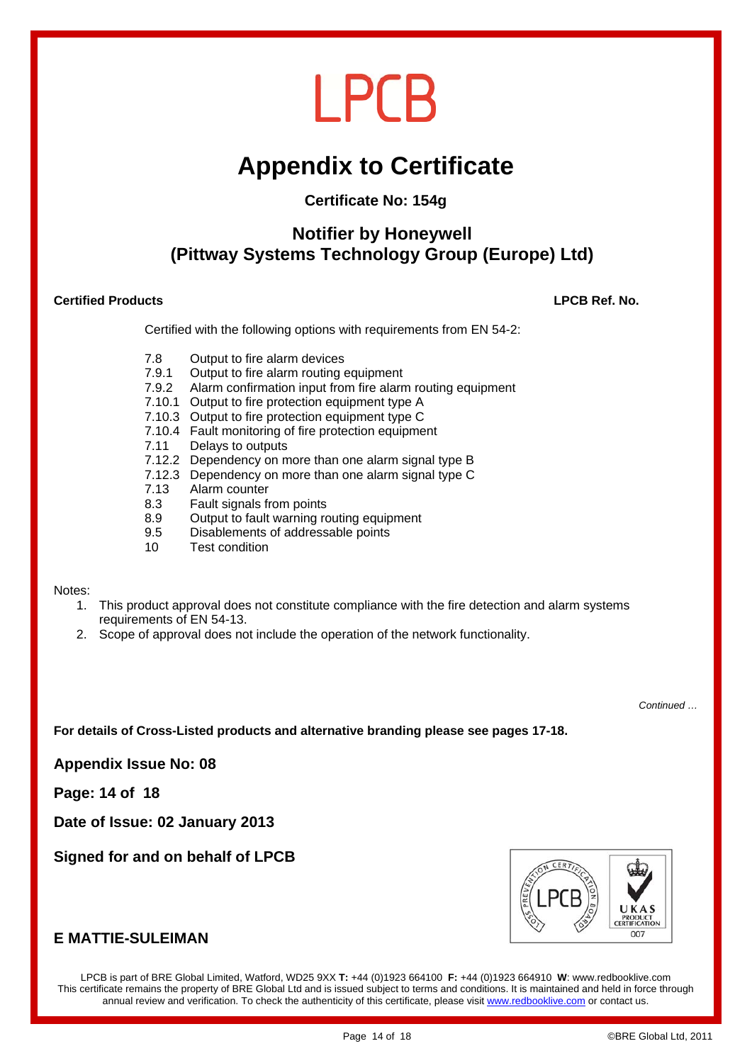LPCB

# Appendix to Certificate

**Certificate No: 154g**

## Notifier by Honeywell
## (Pittway Systems Technology Group (Europe) Ltd)

**Certified Products** **LPCB Ref. No.**

Certified with the following options with requirements from EN 54-2:

| | |
|---|---|
| 7.8 | Output to fire alarm devices |
| 7.9.1 | Output to fire alarm routing equipment |
| 7.9.2 | Alarm confirmation input from fire alarm routing equipment |
| 7.10.1 | Output to fire protection equipment type A |
| 7.10.3 | Output to fire protection equipment type C |
| 7.10.4 | Fault monitoring of fire protection equipment |
| 7.11 | Delays to outputs |
| 7.12.2 | Dependency on more than one alarm signal type B |
| 7.12.3 | Dependency on more than one alarm signal type C |
| 7.13 | Alarm counter |
| 8.3 | Fault signals from points |
| 8.9 | Output to fault warning routing equipment |
| 9.5 | Disablements of addressable points |
| 10 | Test condition |

Notes:

1. This product approval does not constitute compliance with the fire detection and alarm systems requirements of EN 54-13.
2. Scope of approval does not include the operation of the network functionality.

*Continued …*

**For details of Cross-Listed products and alternative branding please see pages 17-18.**

**Appendix Issue No: 08**

**Page: 14 of 18**

**Date of Issue: 02 January 2013**

**Signed for and on behalf of LPCB**

**E MATTIE-SULEIMAN**

LPCB is part of BRE Global Limited, Watford, WD25 9XX **T:** +44 (0)1923 664100 **F:** +44 (0)1923 664910 **W**: www.redbooklive.com
This certificate remains the property of BRE Global Ltd and is issued subject to terms and conditions. It is maintained and held in force through annual review and verification. To check the authenticity of this certificate, please visit www.redbooklive.com or contact us.

©BRE Global Ltd, 2011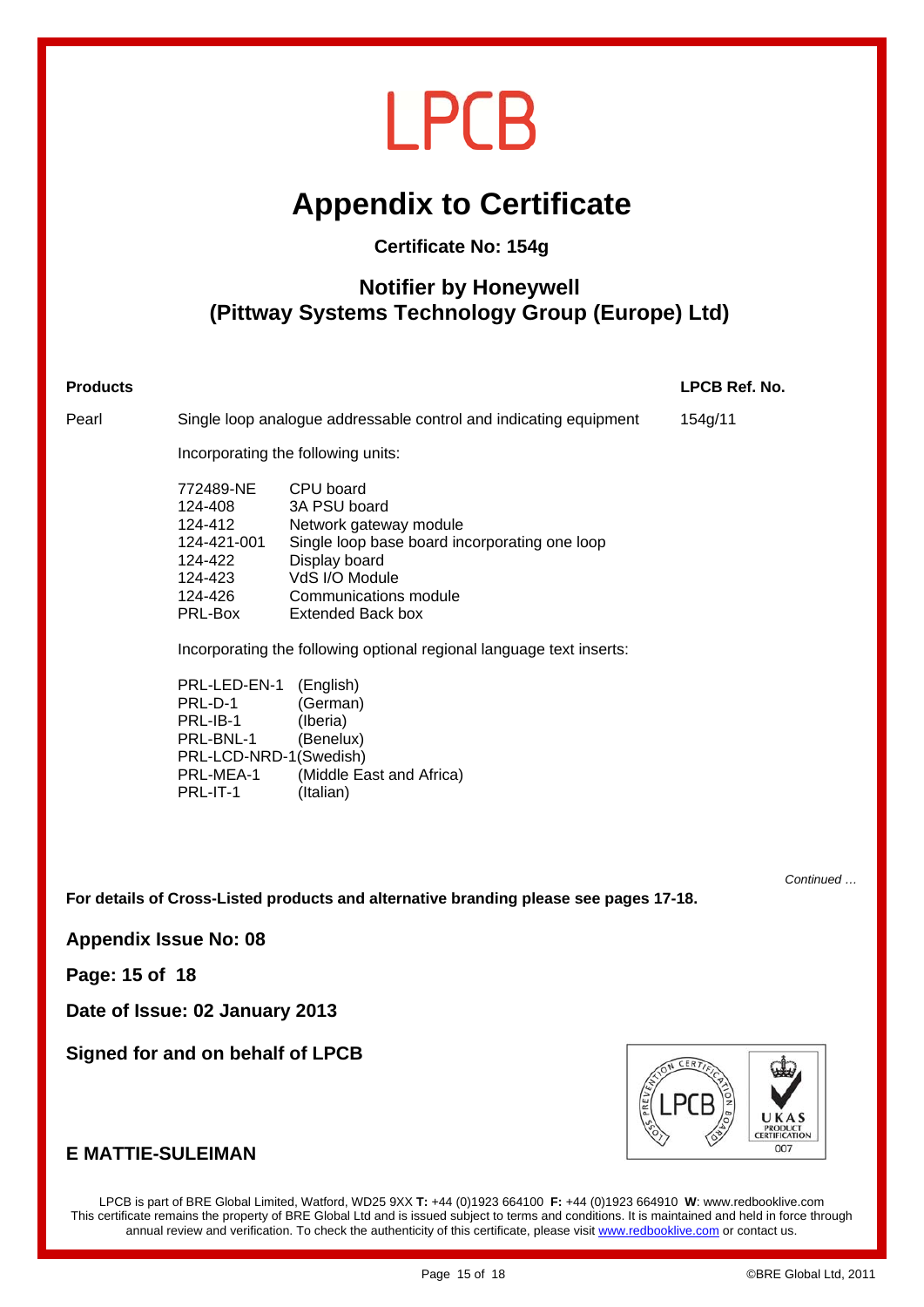# LPCB

## Appendix to Certificate

**Certificate No: 154g**

### Notifier by Honeywell
### (Pittway Systems Technology Group (Europe) Ltd)

| **Products** | | **LPCB Ref. No.** |
|---|---|---|
| Pearl | Single loop analogue addressable control and indicating equipment | 154g/11 |

Incorporating the following units:

| | |
|---|---|
| 772489-NE | CPU board |
| 124-408 | 3A PSU board |
| 124-412 | Network gateway module |
| 124-421-001 | Single loop base board incorporating one loop |
| 124-422 | Display board |
| 124-423 | VdS I/O Module |
| 124-426 | Communications module |
| PRL-Box | Extended Back box |

Incorporating the following optional regional language text inserts:

| | |
|---|---|
| PRL-LED-EN-1 | (English) |
| PRL-D-1 | (German) |
| PRL-IB-1 | (Iberia) |
| PRL-BNL-1 | (Benelux) |
| PRL-LCD-NRD-1 | (Swedish) |
| PRL-MEA-1 | (Middle East and Africa) |
| PRL-IT-1 | (Italian) |

*Continued …*

**For details of Cross-Listed products and alternative branding please see pages 17-18.**

**Appendix Issue No: 08**

**Page: 15 of 18**

**Date of Issue: 02 January 2013**

**Signed for and on behalf of LPCB**

**E MATTIE-SULEIMAN**

LPCB is part of BRE Global Limited, Watford, WD25 9XX **T:** +44 (0)1923 664100 **F:** +44 (0)1923 664910 **W**: www.redbooklive.com
This certificate remains the property of BRE Global Ltd and is issued subject to terms and conditions. It is maintained and held in force through annual review and verification. To check the authenticity of this certificate, please visit www.redbooklive.com or contact us.

©BRE Global Ltd, 2011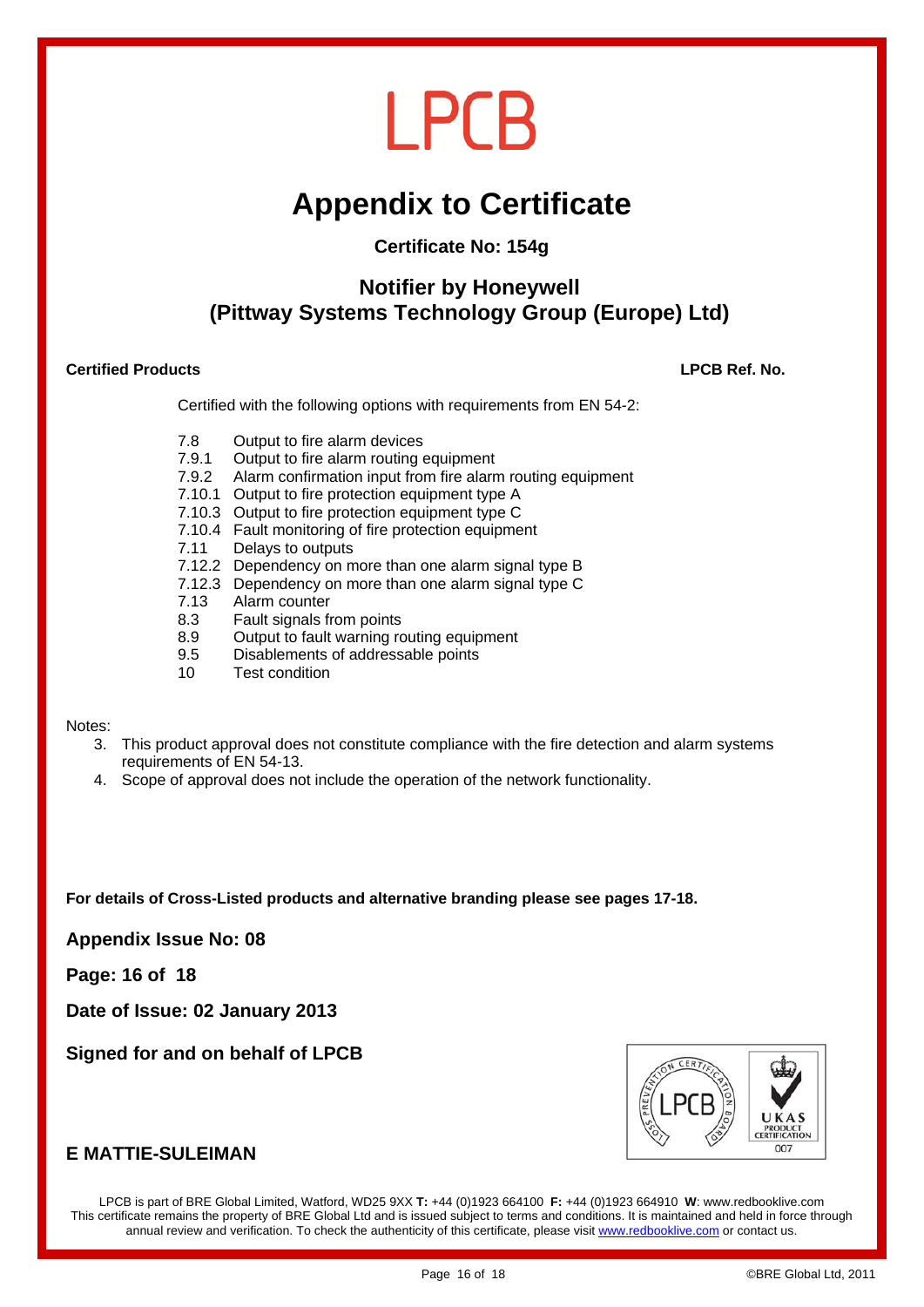LPCB

# Appendix to Certificate

**Certificate No: 154g**

## Notifier by Honeywell
## (Pittway Systems Technology Group (Europe) Ltd)

**Certified Products** **LPCB Ref. No.**

Certified with the following options with requirements from EN 54-2:

- 7.8 Output to fire alarm devices
- 7.9.1 Output to fire alarm routing equipment
- 7.9.2 Alarm confirmation input from fire alarm routing equipment
- 7.10.1 Output to fire protection equipment type A
- 7.10.3 Output to fire protection equipment type C
- 7.10.4 Fault monitoring of fire protection equipment
- 7.11 Delays to outputs
- 7.12.2 Dependency on more than one alarm signal type B
- 7.12.3 Dependency on more than one alarm signal type C
- 7.13 Alarm counter
- 8.3 Fault signals from points
- 8.9 Output to fault warning routing equipment
- 9.5 Disablements of addressable points
- 10 Test condition

Notes:

3. This product approval does not constitute compliance with the fire detection and alarm systems requirements of EN 54-13.
4. Scope of approval does not include the operation of the network functionality.

**For details of Cross-Listed products and alternative branding please see pages 17-18.**

**Appendix Issue No: 08**

**Page: 16 of 18**

**Date of Issue: 02 January 2013**

**Signed for and on behalf of LPCB**

**E MATTIE-SULEIMAN**

LPCB is part of BRE Global Limited, Watford, WD25 9XX **T:** +44 (0)1923 664100 **F:** +44 (0)1923 664910 **W**: www.redbooklive.com
This certificate remains the property of BRE Global Ltd and is issued subject to terms and conditions. It is maintained and held in force through annual review and verification. To check the authenticity of this certificate, please visit www.redbooklive.com or contact us.

©BRE Global Ltd, 2011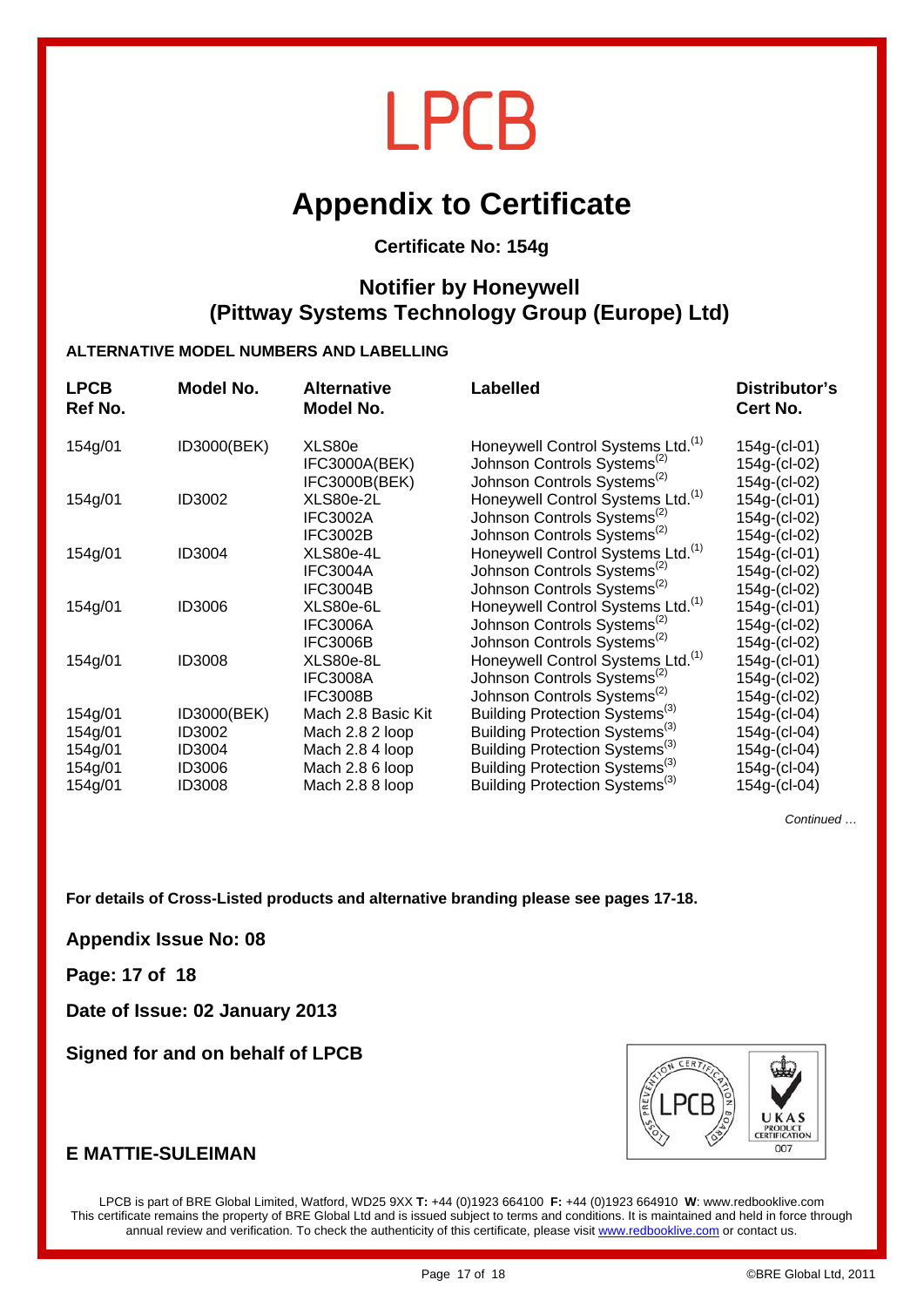# LPCB

# Appendix to Certificate

**Certificate No: 154g**

## Notifier by Honeywell
## (Pittway Systems Technology Group (Europe) Ltd)

**ALTERNATIVE MODEL NUMBERS AND LABELLING**

| LPCB Ref No. | Model No. | Alternative Model No. | Labelled | Distributor's Cert No. |
|---|---|---|---|---|
| 154g/01 | ID3000(BEK) | XLS80e | Honeywell Control Systems Ltd.[(1)] | 154g-(cl-01) |
| | | IFC3000A(BEK) | Johnson Controls Systems[(2)] | 154g-(cl-02) |
| | | IFC3000B(BEK) | Johnson Controls Systems[(2)] | 154g-(cl-02) |
| 154g/01 | ID3002 | XLS80e-2L | Honeywell Control Systems Ltd.[(1)] | 154g-(cl-01) |
| | | IFC3002A | Johnson Controls Systems[(2)] | 154g-(cl-02) |
| | | IFC3002B | Johnson Controls Systems[(2)] | 154g-(cl-02) |
| 154g/01 | ID3004 | XLS80e-4L | Honeywell Control Systems Ltd.[(1)] | 154g-(cl-01) |
| | | IFC3004A | Johnson Controls Systems[(2)] | 154g-(cl-02) |
| | | IFC3004B | Johnson Controls Systems[(2)] | 154g-(cl-02) |
| 154g/01 | ID3006 | XLS80e-6L | Honeywell Control Systems Ltd.[(1)] | 154g-(cl-01) |
| | | IFC3006A | Johnson Controls Systems[(2)] | 154g-(cl-02) |
| | | IFC3006B | Johnson Controls Systems[(2)] | 154g-(cl-02) |
| 154g/01 | ID3008 | XLS80e-8L | Honeywell Control Systems Ltd.[(1)] | 154g-(cl-01) |
| | | IFC3008A | Johnson Controls Systems[(2)] | 154g-(cl-02) |
| | | IFC3008B | Johnson Controls Systems[(2)] | 154g-(cl-02) |
| 154g/01 | ID3000(BEK) | Mach 2.8 Basic Kit | Building Protection Systems[(3)] | 154g-(cl-04) |
| 154g/01 | ID3002 | Mach 2.8 2 loop | Building Protection Systems[(3)] | 154g-(cl-04) |
| 154g/01 | ID3004 | Mach 2.8 4 loop | Building Protection Systems[(3)] | 154g-(cl-04) |
| 154g/01 | ID3006 | Mach 2.8 6 loop | Building Protection Systems[(3)] | 154g-(cl-04) |
| 154g/01 | ID3008 | Mach 2.8 8 loop | Building Protection Systems[(3)] | 154g-(cl-04) |

*Continued …*

**For details of Cross-Listed products and alternative branding please see pages 17-18.**

**Appendix Issue No: 08**

**Page: 17 of 18**

**Date of Issue: 02 January 2013**

**Signed for and on behalf of LPCB**

**E MATTIE-SULEIMAN**

LPCB is part of BRE Global Limited, Watford, WD25 9XX **T:** +44 (0)1923 664100 **F:** +44 (0)1923 664910 **W**: www.redbooklive.com
This certificate remains the property of BRE Global Ltd and is issued subject to terms and conditions. It is maintained and held in force through annual review and verification. To check the authenticity of this certificate, please visit www.redbooklive.com or contact us.

©BRE Global Ltd, 2011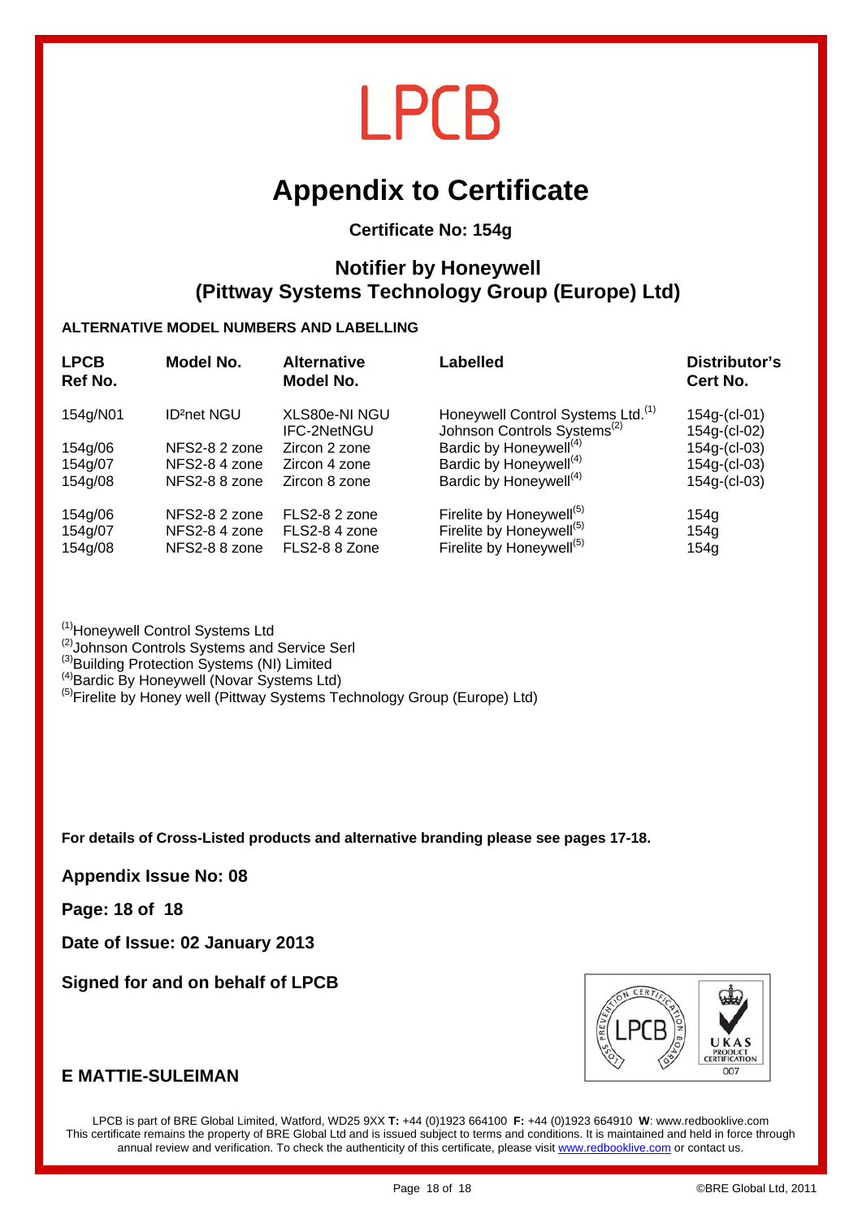# LPCB

# Appendix to Certificate

**Certificate No: 154g**

## Notifier by Honeywell
## (Pittway Systems Technology Group (Europe) Ltd)

**ALTERNATIVE MODEL NUMBERS AND LABELLING**

| LPCB Ref No. | Model No. | Alternative Model No. | Labelled | Distributor's Cert No. |
|---|---|---|---|---|
| 154g/N01 | ID²net NGU | XLS80e-NI NGU<br>IFC-2NetNGU | Honeywell Control Systems Ltd.[1]<br>Johnson Controls Systems[2] | 154g-(cl-01)<br>154g-(cl-02) |
| 154g/06 | NFS2-8 2 zone | Zircon 2 zone | Bardic by Honeywell[4] | 154g-(cl-03) |
| 154g/07 | NFS2-8 4 zone | Zircon 4 zone | Bardic by Honeywell[4] | 154g-(cl-03) |
| 154g/08 | NFS2-8 8 zone | Zircon 8 zone | Bardic by Honeywell[4] | 154g-(cl-03) |
| 154g/06 | NFS2-8 2 zone | FLS2-8 2 zone | Firelite by Honeywell[5] | 154g |
| 154g/07 | NFS2-8 4 zone | FLS2-8 4 zone | Firelite by Honeywell[5] | 154g |
| 154g/08 | NFS2-8 8 zone | FLS2-8 8 Zone | Firelite by Honeywell[5] | 154g |

[1] Honeywell Control Systems Ltd
[2] Johnson Controls Systems and Service Serl
[3] Building Protection Systems (NI) Limited
[4] Bardic By Honeywell (Novar Systems Ltd)
[5] Firelite by Honey well (Pittway Systems Technology Group (Europe) Ltd)

**For details of Cross-Listed products and alternative branding please see pages 17-18.**

**Appendix Issue No: 08**

**Page: 18 of 18**

**Date of Issue: 02 January 2013**

**Signed for and on behalf of LPCB**

**E MATTIE-SULEIMAN**

LPCB is part of BRE Global Limited, Watford, WD25 9XX **T:** +44 (0)1923 664100 **F:** +44 (0)1923 664910 **W**: www.redbooklive.com
This certificate remains the property of BRE Global Ltd and is issued subject to terms and conditions. It is maintained and held in force through annual review and verification. To check the authenticity of this certificate, please visit www.redbooklive.com or contact us.

©BRE Global Ltd, 2011